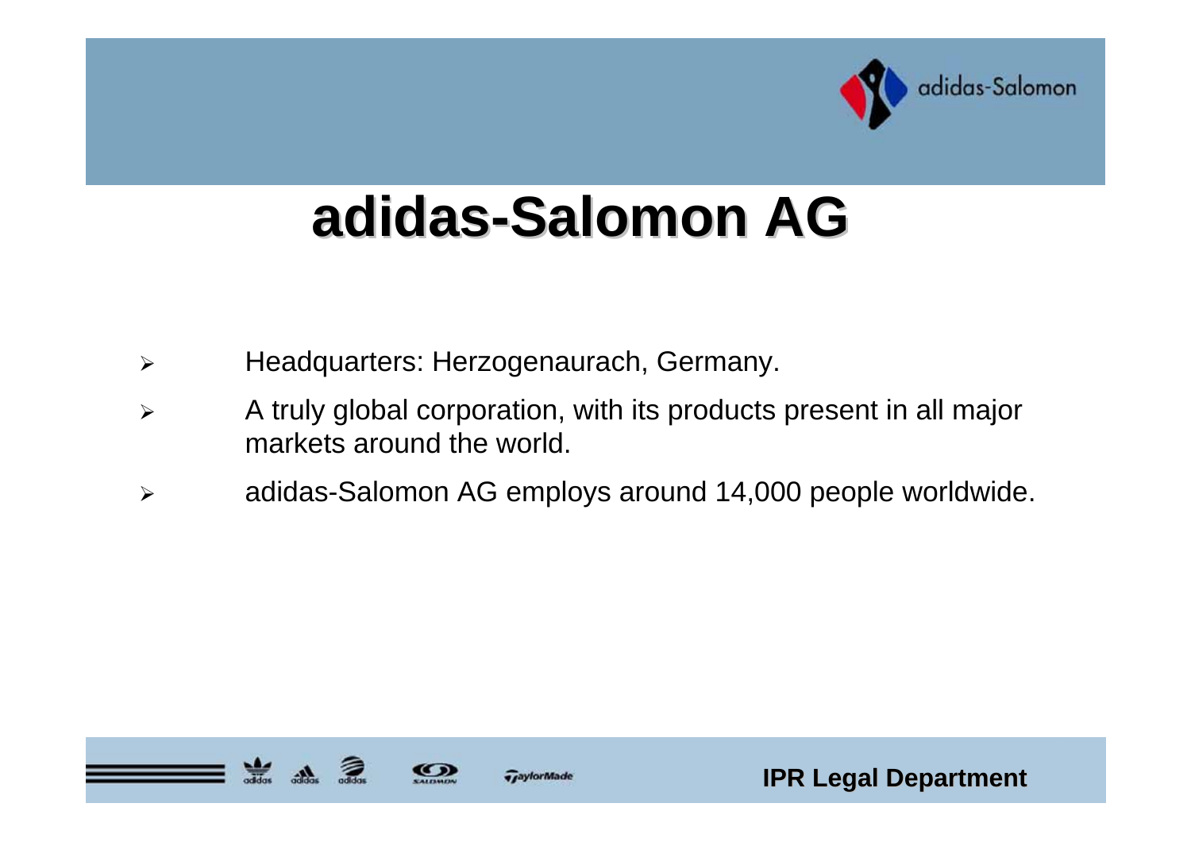# adidas-Salomon AG

- Headquarters: Herzogenaurach, Germany.
- A truly global corporation, with its products present in all major markets around the world.
- adidas-Salomon AG employs around 14,000 people worldwide.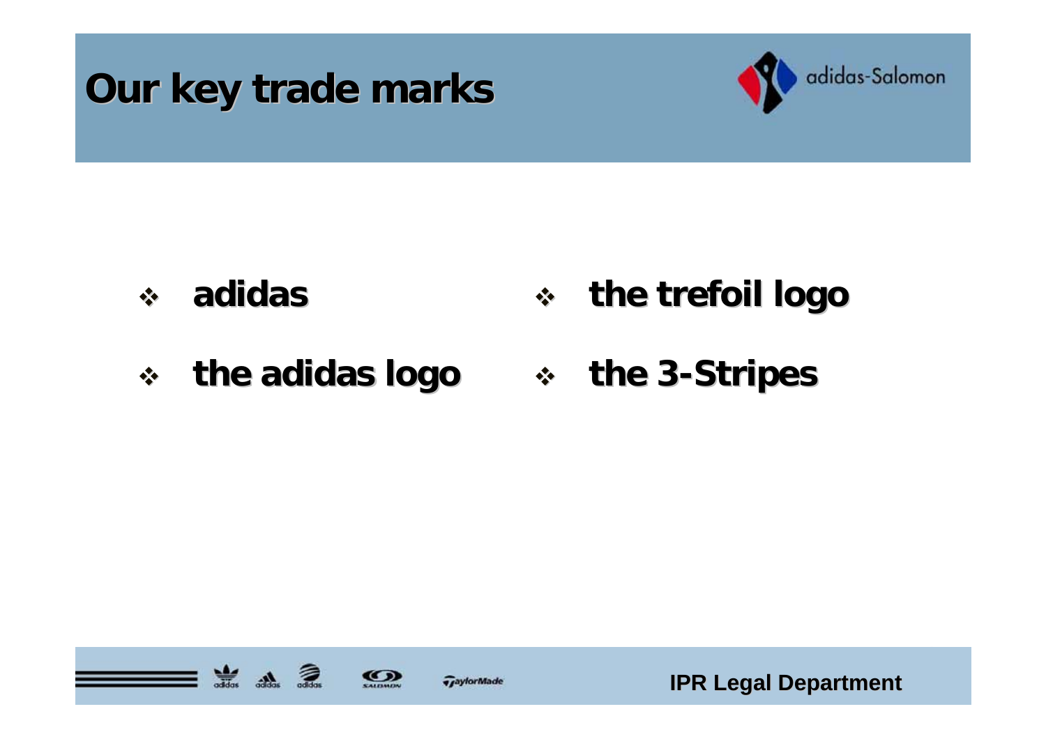# Our key trade marks

- adidas
- the adidas logo
- the trefoil logo
- the 3-Stripes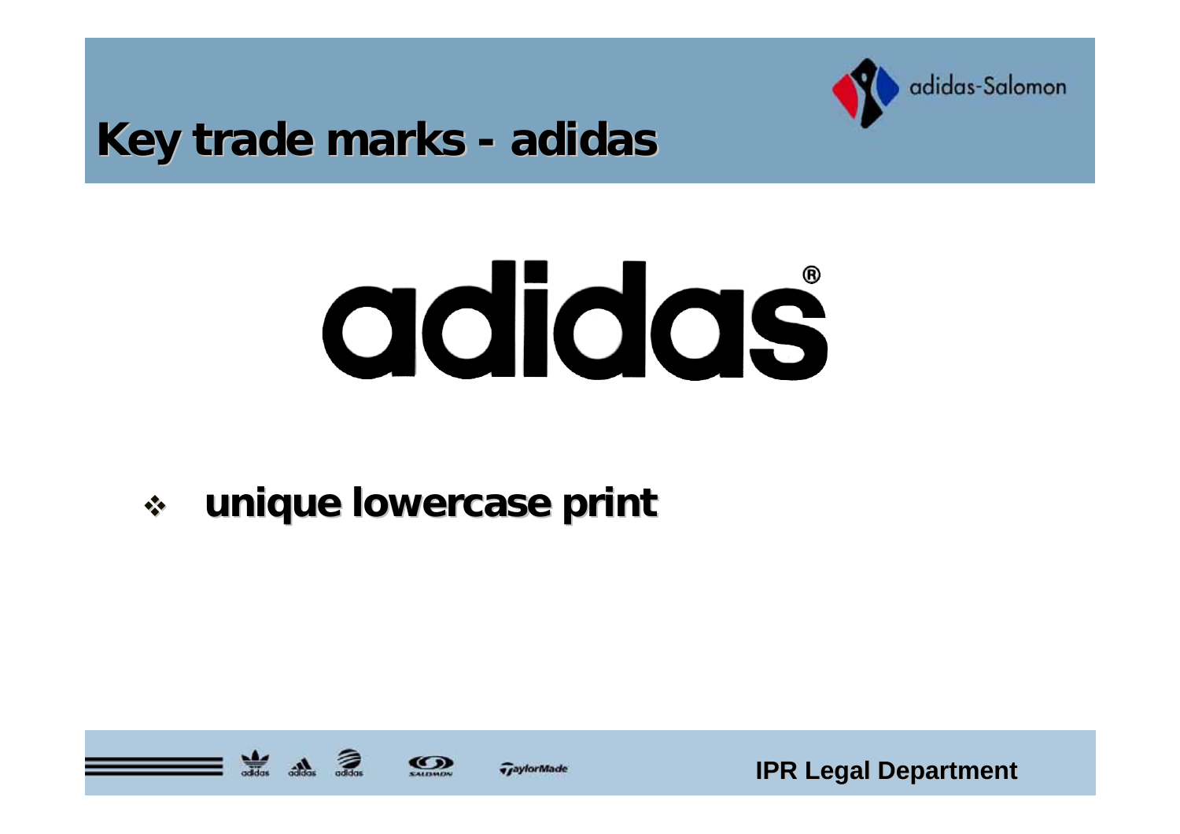# Key trade marks - adidas

adidas®

- unique lowercase print

IPR Legal Department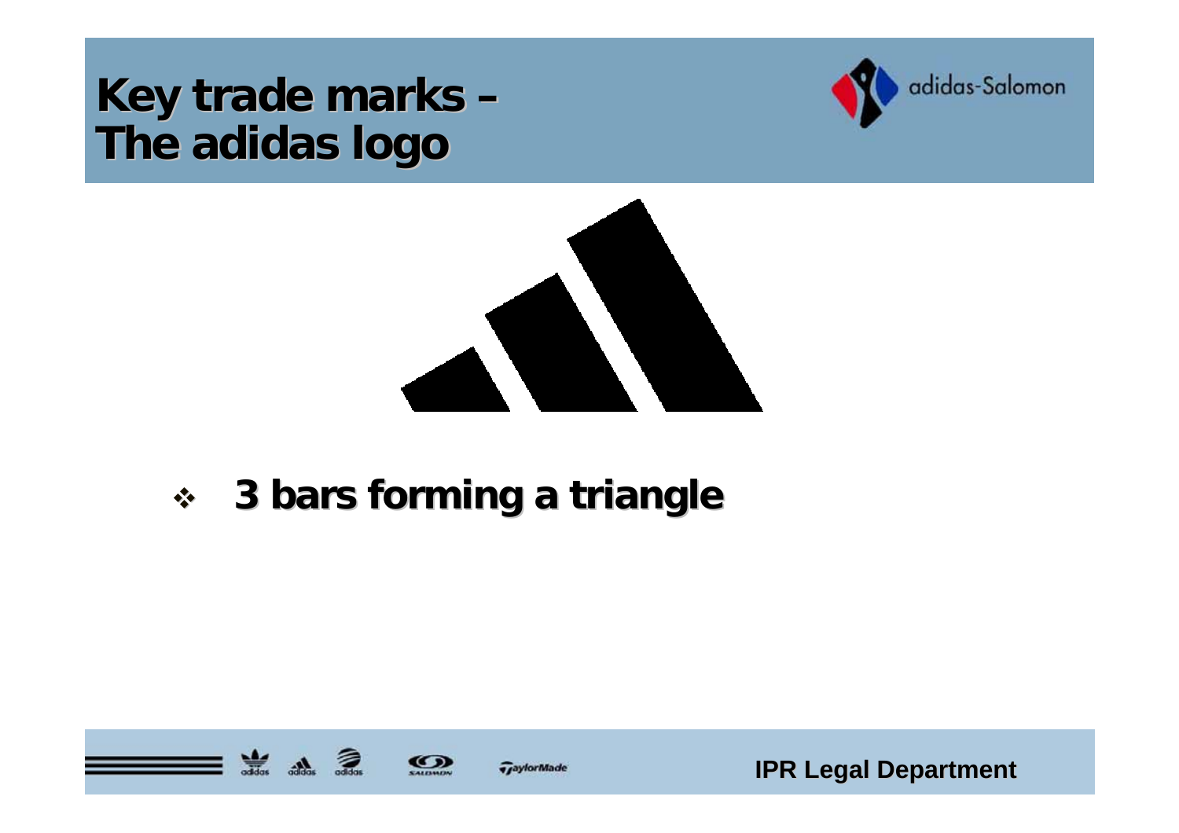# Key trade marks – The adidas logo

- **3 bars forming a triangle**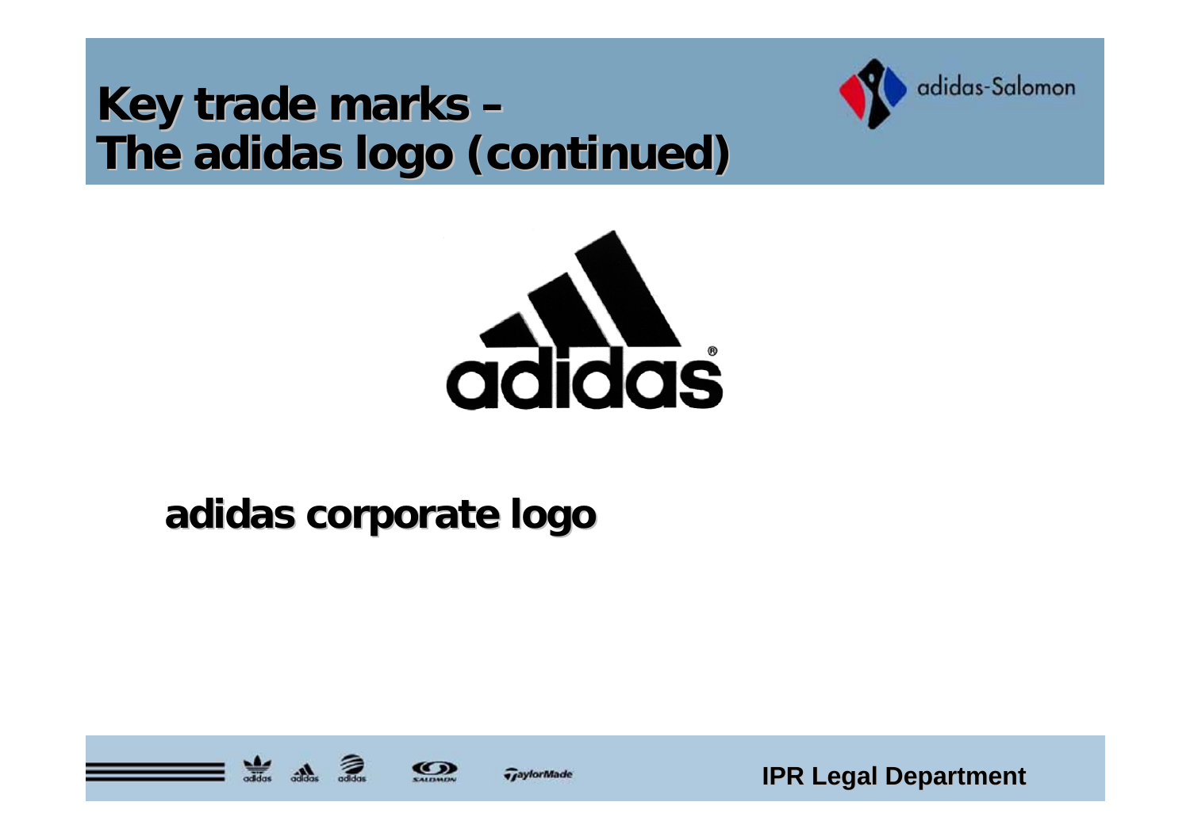# Key trade marks – The adidas logo (continued)

**adidas corporate logo**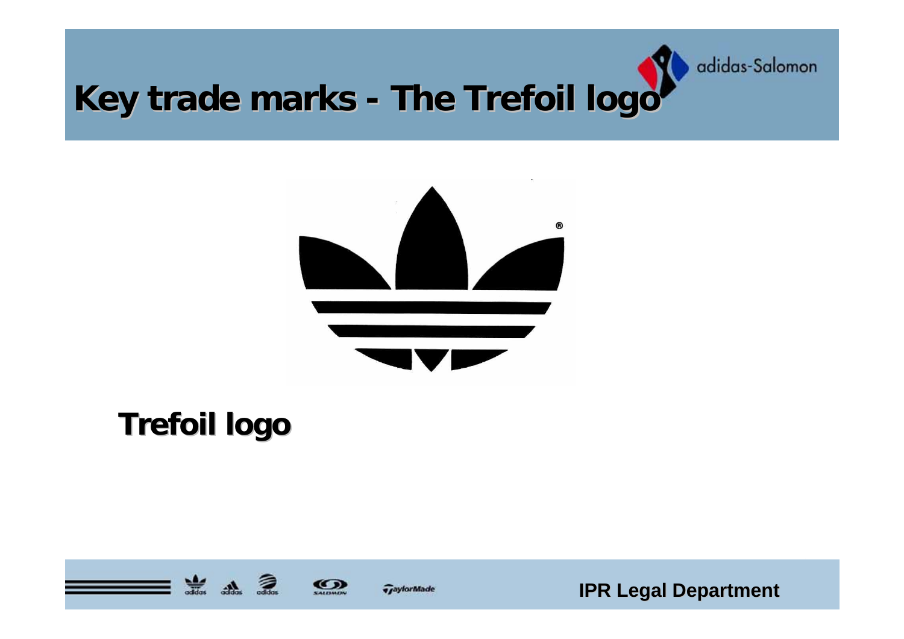# Key trade marks - The Trefoil logo

## Trefoil logo

IPR Legal Department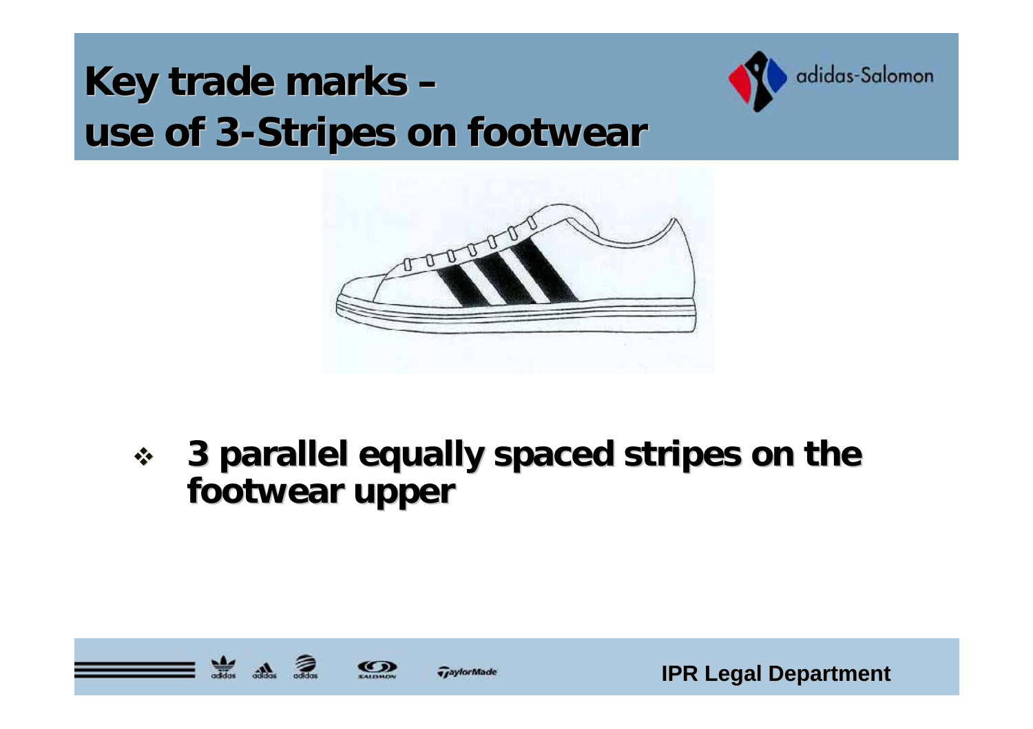# Key trade marks – use of 3-Stripes on footwear

- **3 parallel equally spaced stripes on the footwear upper**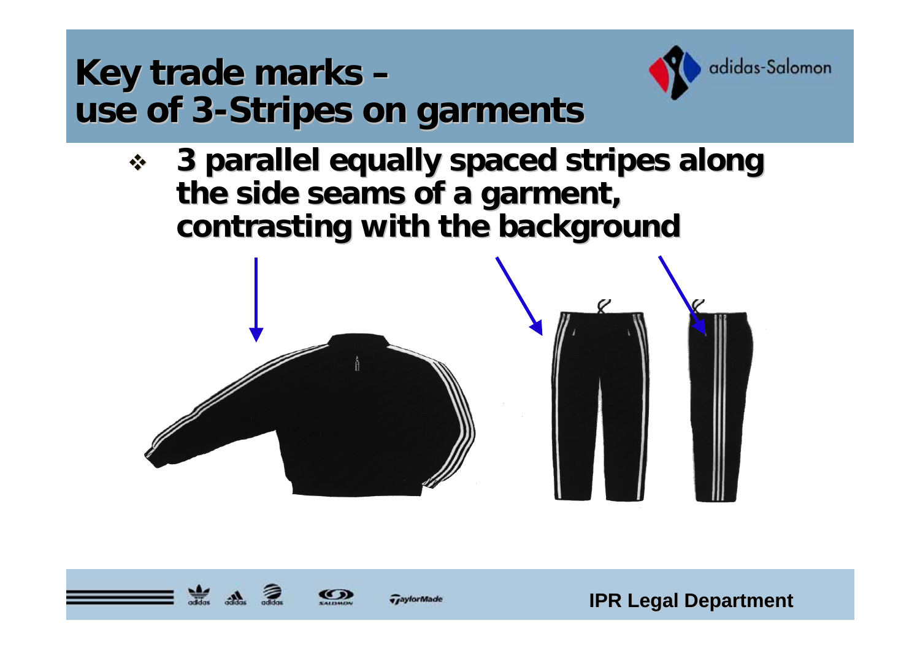# Key trade marks – use of 3-Stripes on garments

- **3 parallel equally spaced stripes along the side seams of a garment, contrasting with the background**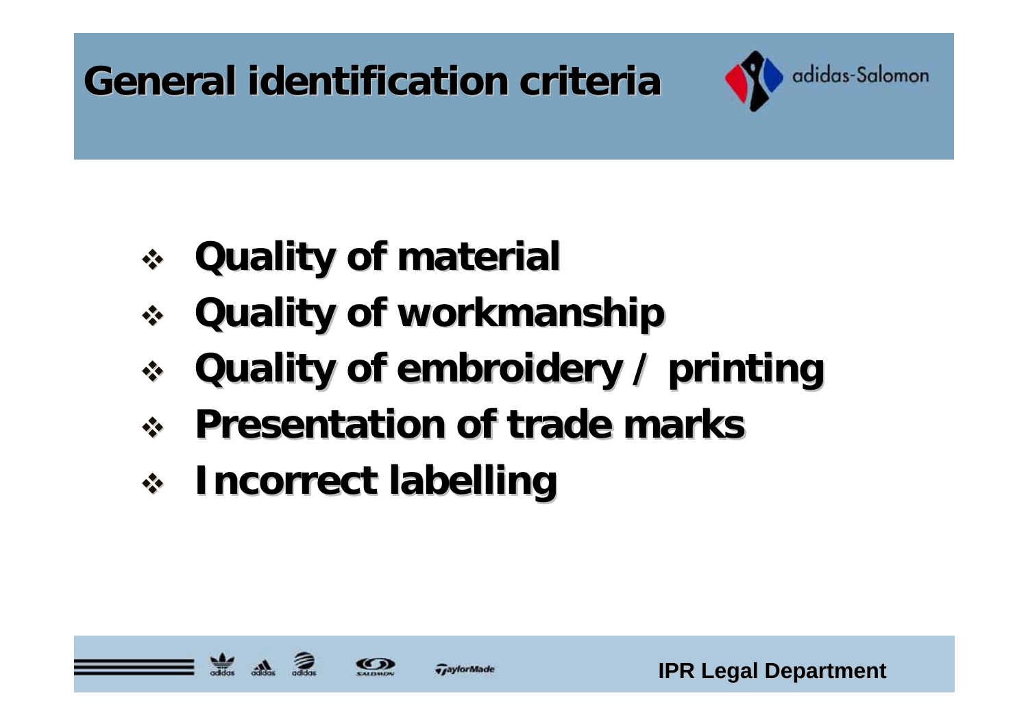# General identification criteria

- **Quality of material**
- **Quality of workmanship**
- **Quality of embroidery / printing**
- **Presentation of trade marks**
- **Incorrect labelling**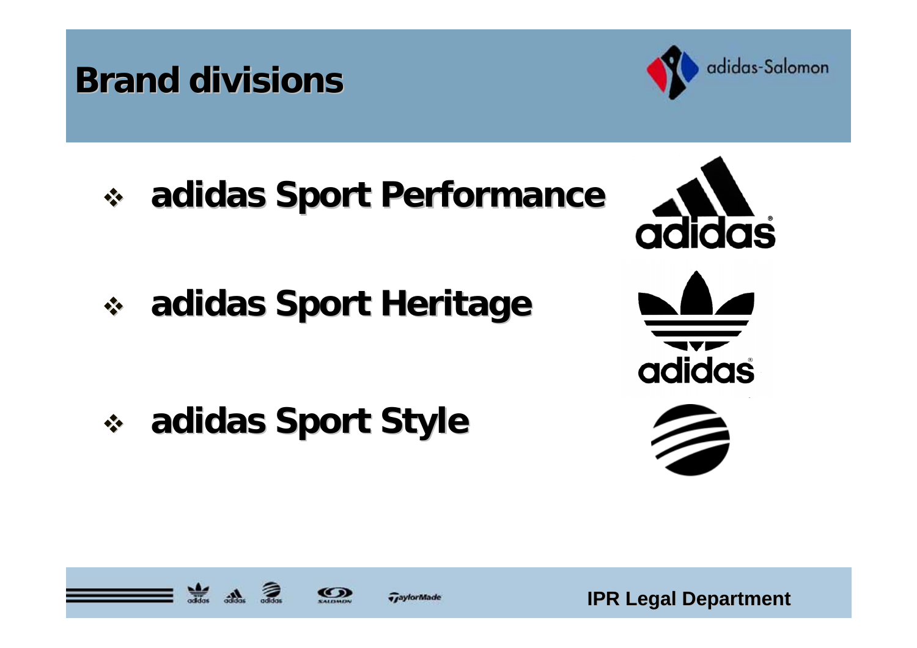# Brand divisions

- **adidas Sport Performance**
- **adidas Sport Heritage**
- **adidas Sport Style**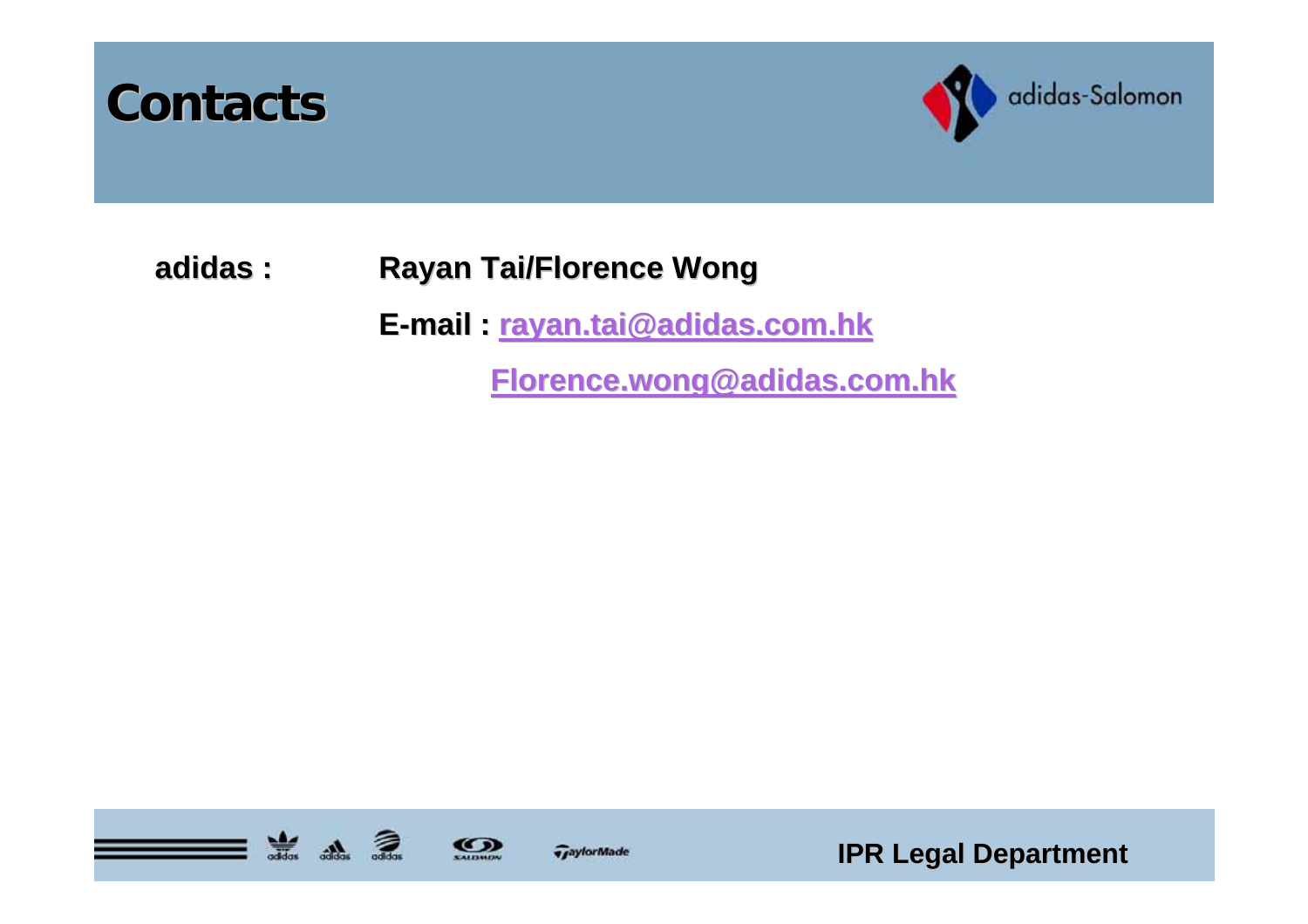# Contacts

adidas-Salomon

**adidas :** **Rayan Tai/Florence Wong**

**E-mail : rayan.tai@adidas.com.hk**

**Florence.wong@adidas.com.hk**

**IPR Legal Department**